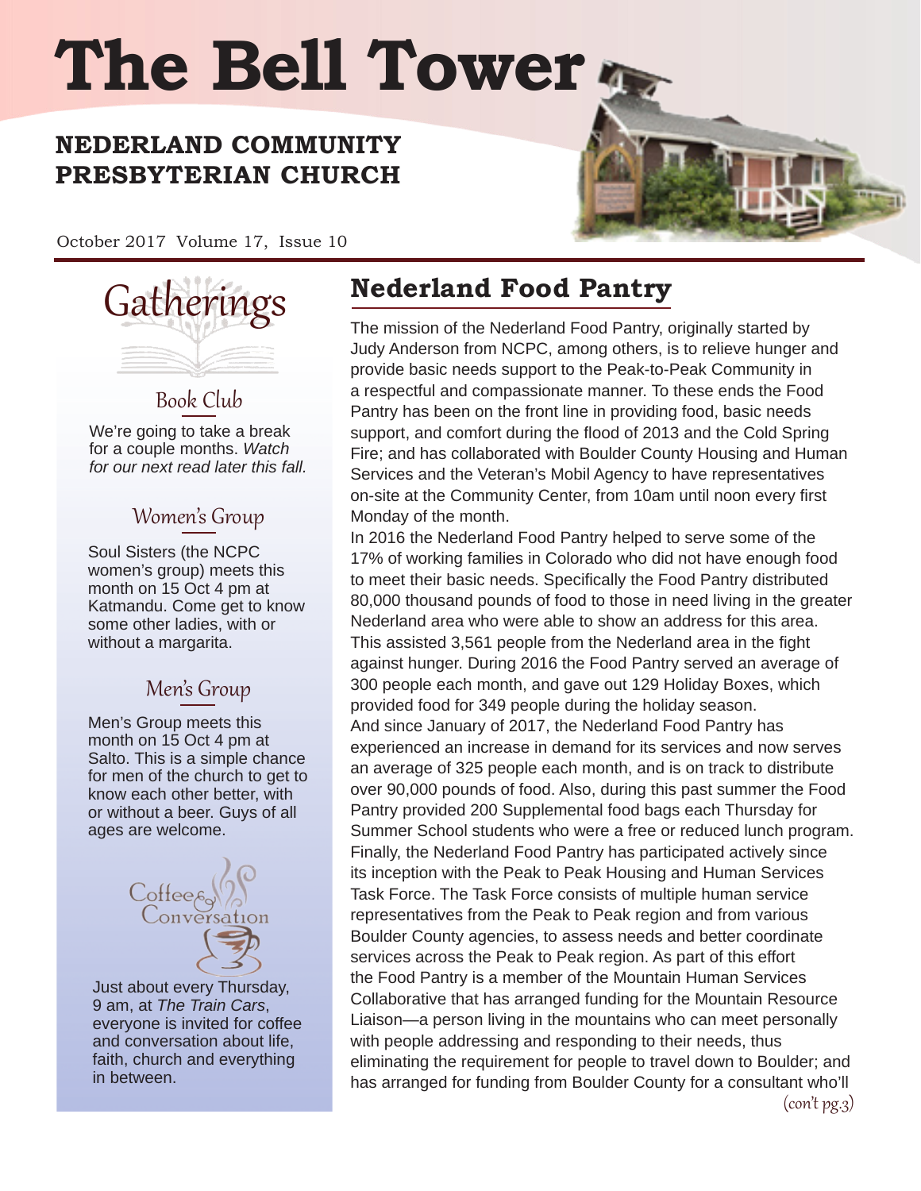# The Bell Tower

## NEDERLAND COMMUNITY PRESBYTERIAN CHURCH

October 2017 Volume 17, Issue 10

## Gatherings

### Book Club

We're going to take a break for a couple months. *Watch for our next read later this fall.*

### Women's Group

Soul Sisters (the NCPC women's group) meets this month on 15 Oct 4 pm at Katmandu. Come get to know some other ladies, with or without a margarita.

### Men's Group

Men's Group meets this month on 15 Oct 4 pm at Salto. This is a simple chance for men of the church to get to know each other better, with or without a beer. Guys of all ages are welcome.

### Coffee & Conversation

Just about every Thursday, 9 am, at *The Train Cars*, everyone is invited for coffee and conversation about life, faith, church and everything in between.

## Nederland Food Pantry

The mission of the Nederland Food Pantry, originally started by Judy Anderson from NCPC, among others, is to relieve hunger and provide basic needs support to the Peak-to-Peak Community in a respectful and compassionate manner. To these ends the Food Pantry has been on the front line in providing food, basic needs support, and comfort during the flood of 2013 and the Cold Spring Fire; and has collaborated with Boulder County Housing and Human Services and the Veteran's Mobil Agency to have representatives on-site at the Community Center, from 10am until noon every first Monday of the month.

In 2016 the Nederland Food Pantry helped to serve some of the 17% of working families in Colorado who did not have enough food to meet their basic needs. Specifically the Food Pantry distributed 80,000 thousand pounds of food to those in need living in the greater Nederland area who were able to show an address for this area. This assisted 3,561 people from the Nederland area in the fight against hunger. During 2016 the Food Pantry served an average of 300 people each month, and gave out 129 Holiday Boxes, which provided food for 349 people during the holiday season.

And since January of 2017, the Nederland Food Pantry has experienced an increase in demand for its services and now serves an average of 325 people each month, and is on track to distribute over 90,000 pounds of food. Also, during this past summer the Food Pantry provided 200 Supplemental food bags each Thursday for Summer School students who were a free or reduced lunch program.

Finally, the Nederland Food Pantry has participated actively since its inception with the Peak to Peak Housing and Human Services Task Force. The Task Force consists of multiple human service representatives from the Peak to Peak region and from various Boulder County agencies, to assess needs and better coordinate services across the Peak to Peak region. As part of this effort the Food Pantry is a member of the Mountain Human Services Collaborative that has arranged funding for the Mountain Resource Liaison—a person living in the mountains who can meet personally with people addressing and responding to their needs, thus eliminating the requirement for people to travel down to Boulder; and has arranged for funding from Boulder County for a consultant who'll

(con't pg.3)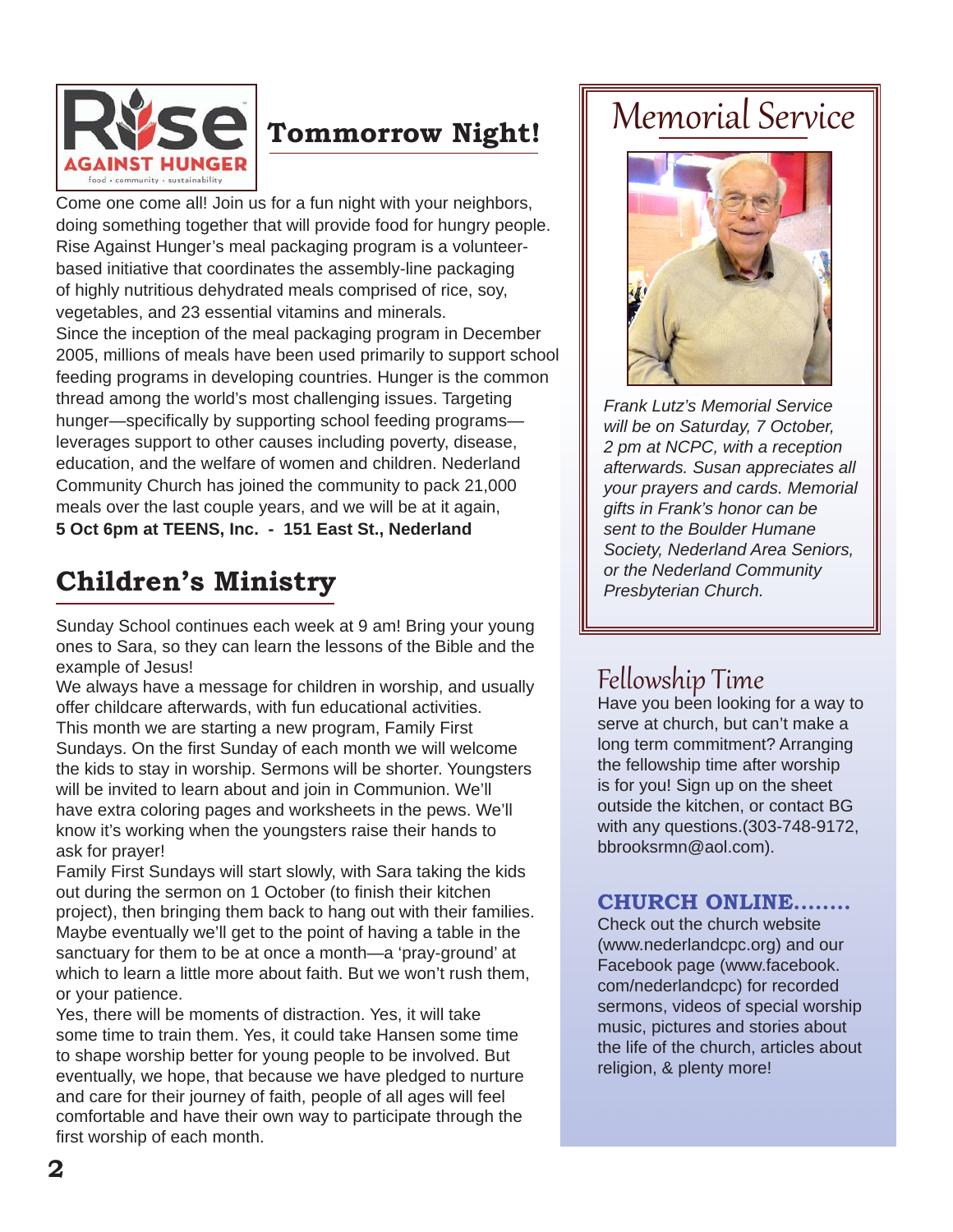## Tommorrow Night!

Come one come all! Join us for a fun night with your neighbors, doing something together that will provide food for hungry people. Rise Against Hunger's meal packaging program is a volunteer-based initiative that coordinates the assembly-line packaging of highly nutritious dehydrated meals comprised of rice, soy, vegetables, and 23 essential vitamins and minerals.
Since the inception of the meal packaging program in December 2005, millions of meals have been used primarily to support school feeding programs in developing countries. Hunger is the common thread among the world's most challenging issues. Targeting hunger—specifically by supporting school feeding programs—leverages support to other causes including poverty, disease, education, and the welfare of women and children. Nederland Community Church has joined the community to pack 21,000 meals over the last couple years, and we will be at it again,
**5 Oct 6pm at TEENS, Inc. - 151 East St., Nederland**

## Children's Ministry

Sunday School continues each week at 9 am! Bring your young ones to Sara, so they can learn the lessons of the Bible and the example of Jesus!
We always have a message for children in worship, and usually offer childcare afterwards, with fun educational activities.
This month we are starting a new program, Family First Sundays. On the first Sunday of each month we will welcome the kids to stay in worship. Sermons will be shorter. Youngsters will be invited to learn about and join in Communion. We'll have extra coloring pages and worksheets in the pews. We'll know it's working when the youngsters raise their hands to ask for prayer!
Family First Sundays will start slowly, with Sara taking the kids out during the sermon on 1 October (to finish their kitchen project), then bringing them back to hang out with their families. Maybe eventually we'll get to the point of having a table in the sanctuary for them to be at once a month—a 'pray-ground' at which to learn a little more about faith. But we won't rush them, or your patience.
Yes, there will be moments of distraction. Yes, it will take some time to train them. Yes, it could take Hansen some time to shape worship better for young people to be involved. But eventually, we hope, that because we have pledged to nurture and care for their journey of faith, people of all ages will feel comfortable and have their own way to participate through the first worship of each month.

## Memorial Service

*Frank Lutz's Memorial Service will be on Saturday, 7 October, 2 pm at NCPC, with a reception afterwards. Susan appreciates all your prayers and cards. Memorial gifts in Frank's honor can be sent to the Boulder Humane Society, Nederland Area Seniors, or the Nederland Community Presbyterian Church.*

## Fellowship Time

Have you been looking for a way to serve at church, but can't make a long term commitment? Arranging the fellowship time after worship is for you! Sign up on the sheet outside the kitchen, or contact BG with any questions.(303-748-9172, bbrooksrmn@aol.com).

## CHURCH ONLINE........

Check out the church website (www.nederlandcpc.org) and our Facebook page (www.facebook.com/nederlandcpc) for recorded sermons, videos of special worship music, pictures and stories about the life of the church, articles about religion, & plenty more!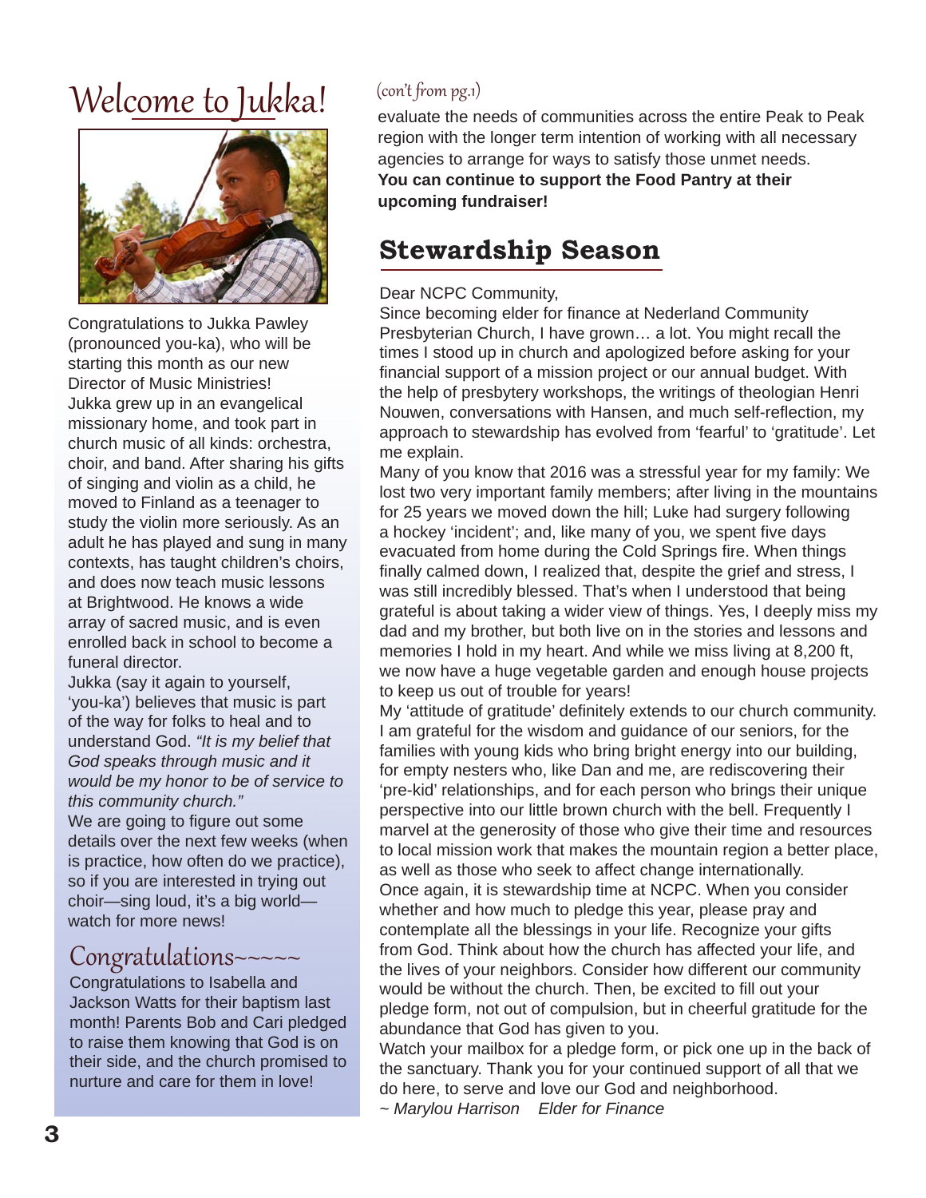# Welcome to Jukka!

Congratulations to Jukka Pawley (pronounced you-ka), who will be starting this month as our new Director of Music Ministries!

Jukka grew up in an evangelical missionary home, and took part in church music of all kinds: orchestra, choir, and band. After sharing his gifts of singing and violin as a child, he moved to Finland as a teenager to study the violin more seriously. As an adult he has played and sung in many contexts, has taught children's choirs, and does now teach music lessons at Brightwood. He knows a wide array of sacred music, and is even enrolled back in school to become a funeral director.

Jukka (say it again to yourself, 'you-ka') believes that music is part of the way for folks to heal and to understand God. *"It is my belief that God speaks through music and it would be my honor to be of service to this community church."*

We are going to figure out some details over the next few weeks (when is practice, how often do we practice), so if you are interested in trying out choir—sing loud, it's a big world—watch for more news!

## Congratulations~~~~~

Congratulations to Isabella and Jackson Watts for their baptism last month! Parents Bob and Cari pledged to raise them knowing that God is on their side, and the church promised to nurture and care for them in love!

(con't from pg.1)

evaluate the needs of communities across the entire Peak to Peak region with the longer term intention of working with all necessary agencies to arrange for ways to satisfy those unmet needs.

**You can continue to support the Food Pantry at their upcoming fundraiser!**

# Stewardship Season

Dear NCPC Community,

Since becoming elder for finance at Nederland Community Presbyterian Church, I have grown… a lot. You might recall the times I stood up in church and apologized before asking for your financial support of a mission project or our annual budget. With the help of presbytery workshops, the writings of theologian Henri Nouwen, conversations with Hansen, and much self-reflection, my approach to stewardship has evolved from 'fearful' to 'gratitude'. Let me explain.

Many of you know that 2016 was a stressful year for my family: We lost two very important family members; after living in the mountains for 25 years we moved down the hill; Luke had surgery following a hockey 'incident'; and, like many of you, we spent five days evacuated from home during the Cold Springs fire. When things finally calmed down, I realized that, despite the grief and stress, I was still incredibly blessed. That's when I understood that being grateful is about taking a wider view of things. Yes, I deeply miss my dad and my brother, but both live on in the stories and lessons and memories I hold in my heart. And while we miss living at 8,200 ft, we now have a huge vegetable garden and enough house projects to keep us out of trouble for years!

My 'attitude of gratitude' definitely extends to our church community. I am grateful for the wisdom and guidance of our seniors, for the families with young kids who bring bright energy into our building, for empty nesters who, like Dan and me, are rediscovering their 'pre-kid' relationships, and for each person who brings their unique perspective into our little brown church with the bell. Frequently I marvel at the generosity of those who give their time and resources to local mission work that makes the mountain region a better place, as well as those who seek to affect change internationally.

Once again, it is stewardship time at NCPC. When you consider whether and how much to pledge this year, please pray and contemplate all the blessings in your life. Recognize your gifts from God. Think about how the church has affected your life, and the lives of your neighbors. Consider how different our community would be without the church. Then, be excited to fill out your pledge form, not out of compulsion, but in cheerful gratitude for the abundance that God has given to you.

Watch your mailbox for a pledge form, or pick one up in the back of the sanctuary. Thank you for your continued support of all that we do here, to serve and love our God and neighborhood.

*~ Marylou Harrison    Elder for Finance*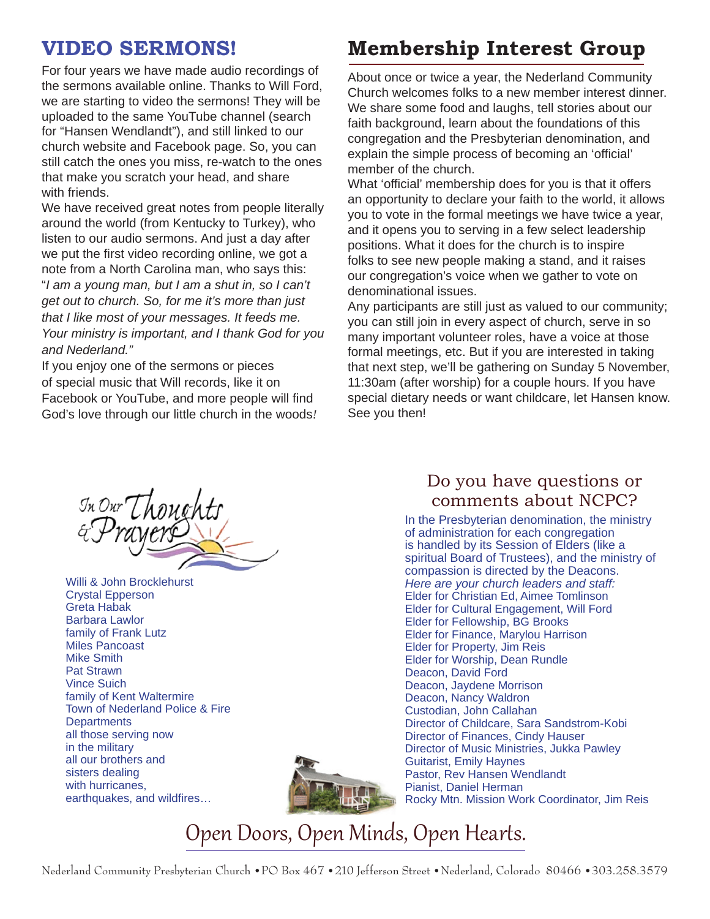## VIDEO SERMONS!

For four years we have made audio recordings of the sermons available online. Thanks to Will Ford, we are starting to video the sermons! They will be uploaded to the same YouTube channel (search for "Hansen Wendlandt"), and still linked to our church website and Facebook page. So, you can still catch the ones you miss, re-watch to the ones that make you scratch your head, and share with friends.

We have received great notes from people literally around the world (from Kentucky to Turkey), who listen to our audio sermons. And just a day after we put the first video recording online, we got a note from a North Carolina man, who says this: "*I am a young man, but I am a shut in, so I can't get out to church. So, for me it's more than just that I like most of your messages. It feeds me. Your ministry is important, and I thank God for you and Nederland."*

If you enjoy one of the sermons or pieces of special music that Will records, like it on Facebook or YouTube, and more people will find God's love through our little church in the woods*!*

## Membership Interest Group

About once or twice a year, the Nederland Community Church welcomes folks to a new member interest dinner. We share some food and laughs, tell stories about our faith background, learn about the foundations of this congregation and the Presbyterian denomination, and explain the simple process of becoming an 'official' member of the church.

What 'official' membership does for you is that it offers an opportunity to declare your faith to the world, it allows you to vote in the formal meetings we have twice a year, and it opens you to serving in a few select leadership positions. What it does for the church is to inspire folks to see new people making a stand, and it raises our congregation's voice when we gather to vote on denominational issues.

Any participants are still just as valued to our community; you can still join in every aspect of church, serve in so many important volunteer roles, have a voice at those formal meetings, etc. But if you are interested in taking that next step, we'll be gathering on Sunday 5 November, 11:30am (after worship) for a couple hours. If you have special dietary needs or want childcare, let Hansen know. See you then!

## In Our Thoughts & Prayers

Willi & John Brocklehurst
Crystal Epperson
Greta Habak
Barbara Lawlor
family of Frank Lutz
Miles Pancoast
Mike Smith
Pat Strawn
Vince Suich
family of Kent Waltermire
Town of Nederland Police & Fire Departments
all those serving now in the military
all our brothers and sisters dealing with hurricanes, earthquakes, and wildfires…

## Do you have questions or comments about NCPC?

In the Presbyterian denomination, the ministry of administration for each congregation is handled by its Session of Elders (like a spiritual Board of Trustees), and the ministry of compassion is directed by the Deacons.

*Here are your church leaders and staff:*

Elder for Christian Ed, Aimee Tomlinson
Elder for Cultural Engagement, Will Ford
Elder for Fellowship, BG Brooks
Elder for Finance, Marylou Harrison
Elder for Property, Jim Reis
Elder for Worship, Dean Rundle
Deacon, David Ford
Deacon, Jaydene Morrison
Deacon, Nancy Waldron
Custodian, John Callahan
Director of Childcare, Sara Sandstrom-Kobi
Director of Finances, Cindy Hauser
Director of Music Ministries, Jukka Pawley
Guitarist, Emily Haynes
Pastor, Rev Hansen Wendlandt
Pianist, Daniel Herman
Rocky Mtn. Mission Work Coordinator, Jim Reis

Open Doors, Open Minds, Open Hearts.

Nederland Community Presbyterian Church • PO Box 467 • 210 Jefferson Street • Nederland, Colorado 80466 • 303.258.3579